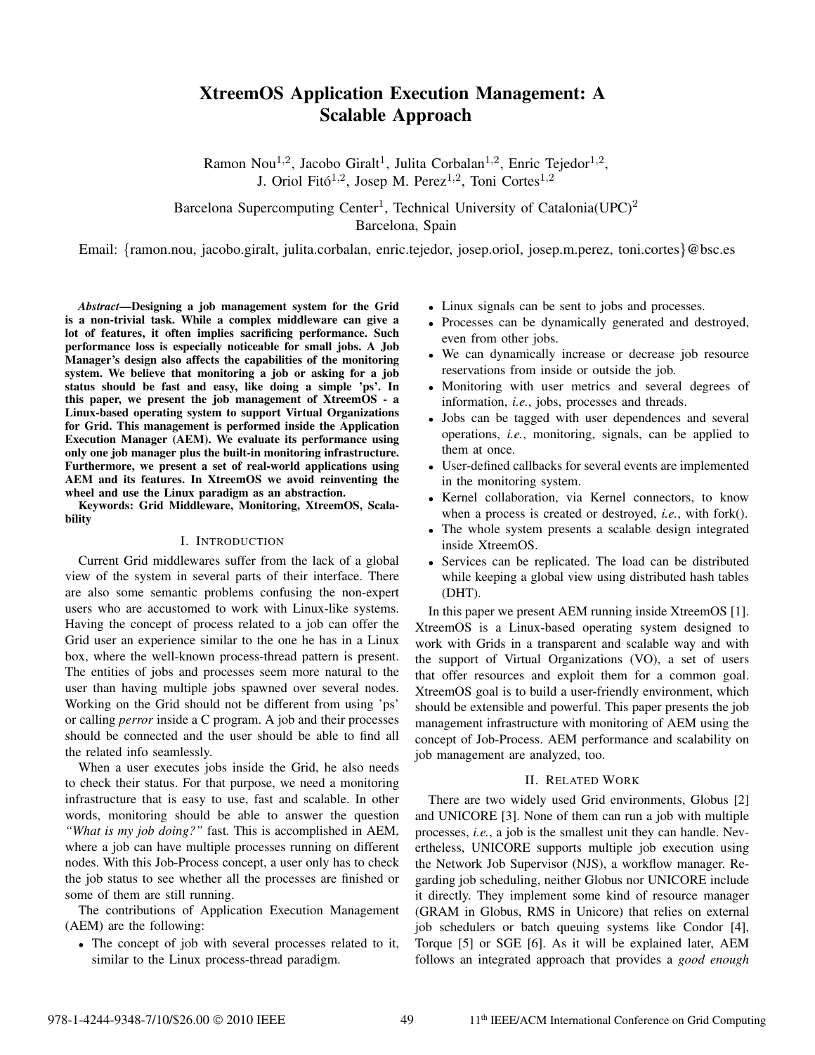# XtreemOS Application Execution Management: A Scalable Approach

Ramon Nou[1,2], Jacobo Giralt[1], Julita Corbalan[1,2], Enric Tejedor[1,2], J. Oriol Fitó[1,2], Josep M. Perez[1,2], Toni Cortes[1,2]

Barcelona Supercomputing Center[1], Technical University of Catalonia(UPC)[2]
Barcelona, Spain

Email: {ramon.nou, jacobo.giralt, julita.corbalan, enric.tejedor, josep.oriol, josep.m.perez, toni.cortes}@bsc.es

***Abstract*—Designing a job management system for the Grid is a non-trivial task. While a complex middleware can give a lot of features, it often implies sacrificing performance. Such performance loss is especially noticeable for small jobs. A Job Manager's design also affects the capabilities of the monitoring system. We believe that monitoring a job or asking for a job status should be fast and easy, like doing a simple 'ps'. In this paper, we present the job management of XtreemOS - a Linux-based operating system to support Virtual Organizations for Grid. This management is performed inside the Application Execution Manager (AEM). We evaluate its performance using only one job manager plus the built-in monitoring infrastructure. Furthermore, we present a set of real-world applications using AEM and its features. In XtreemOS we avoid reinventing the wheel and use the Linux paradigm as an abstraction.**

**Keywords: Grid Middleware, Monitoring, XtreemOS, Scalability**

## I. Introduction

Current Grid middlewares suffer from the lack of a global view of the system in several parts of their interface. There are also some semantic problems confusing the non-expert users who are accustomed to work with Linux-like systems. Having the concept of process related to a job can offer the Grid user an experience similar to the one he has in a Linux box, where the well-known process-thread pattern is present. The entities of jobs and processes seem more natural to the user than having multiple jobs spawned over several nodes. Working on the Grid should not be different from using 'ps' or calling *perror* inside a C program. A job and their processes should be connected and the user should be able to find all the related info seamlessly.

When a user executes jobs inside the Grid, he also needs to check their status. For that purpose, we need a monitoring infrastructure that is easy to use, fast and scalable. In other words, monitoring should be able to answer the question *"What is my job doing?"* fast. This is accomplished in AEM, where a job can have multiple processes running on different nodes. With this Job-Process concept, a user only has to check the job status to see whether all the processes are finished or some of them are still running.

The contributions of Application Execution Management (AEM) are the following:

- The concept of job with several processes related to it, similar to the Linux process-thread paradigm.
- Linux signals can be sent to jobs and processes.
- Processes can be dynamically generated and destroyed, even from other jobs.
- We can dynamically increase or decrease job resource reservations from inside or outside the job.
- Monitoring with user metrics and several degrees of information, *i.e.*, jobs, processes and threads.
- Jobs can be tagged with user dependences and several operations, *i.e.*, monitoring, signals, can be applied to them at once.
- User-defined callbacks for several events are implemented in the monitoring system.
- Kernel collaboration, via Kernel connectors, to know when a process is created or destroyed, *i.e.*, with fork().
- The whole system presents a scalable design integrated inside XtreemOS.
- Services can be replicated. The load can be distributed while keeping a global view using distributed hash tables (DHT).

In this paper we present AEM running inside XtreemOS [1]. XtreemOS is a Linux-based operating system designed to work with Grids in a transparent and scalable way and with the support of Virtual Organizations (VO), a set of users that offer resources and exploit them for a common goal. XtreemOS goal is to build a user-friendly environment, which should be extensible and powerful. This paper presents the job management infrastructure with monitoring of AEM using the concept of Job-Process. AEM performance and scalability on job management are analyzed, too.

## II. Related Work

There are two widely used Grid environments, Globus [2] and UNICORE [3]. None of them can run a job with multiple processes, *i.e.*, a job is the smallest unit they can handle. Nevertheless, UNICORE supports multiple job execution using the Network Job Supervisor (NJS), a workflow manager. Regarding job scheduling, neither Globus nor UNICORE include it directly. They implement some kind of resource manager (GRAM in Globus, RMS in Unicore) that relies on external job schedulers or batch queuing systems like Condor [4], Torque [5] or SGE [6]. As it will be explained later, AEM follows an integrated approach that provides a *good enough*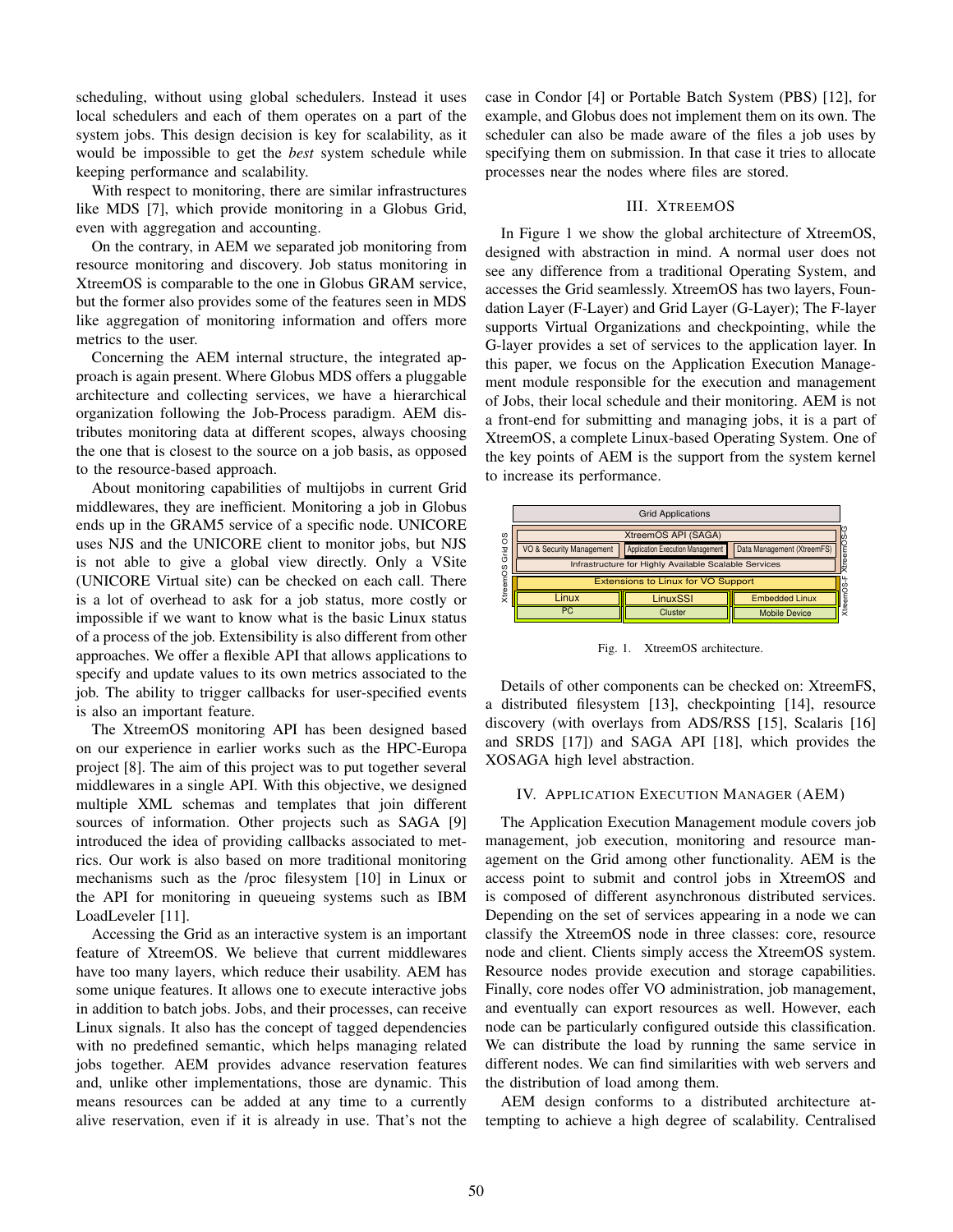scheduling, without using global schedulers. Instead it uses local schedulers and each of them operates on a part of the system jobs. This design decision is key for scalability, as it would be impossible to get the *best* system schedule while keeping performance and scalability.

With respect to monitoring, there are similar infrastructures like MDS [7], which provide monitoring in a Globus Grid, even with aggregation and accounting.

On the contrary, in AEM we separated job monitoring from resource monitoring and discovery. Job status monitoring in XtreemOS is comparable to the one in Globus GRAM service, but the former also provides some of the features seen in MDS like aggregation of monitoring information and offers more metrics to the user.

Concerning the AEM internal structure, the integrated approach is again present. Where Globus MDS offers a pluggable architecture and collecting services, we have a hierarchical organization following the Job-Process paradigm. AEM distributes monitoring data at different scopes, always choosing the one that is closest to the source on a job basis, as opposed to the resource-based approach.

About monitoring capabilities of multijobs in current Grid middlewares, they are inefficient. Monitoring a job in Globus ends up in the GRAM5 service of a specific node. UNICORE uses NJS and the UNICORE client to monitor jobs, but NJS is not able to give a global view directly. Only a VSite (UNICORE Virtual site) can be checked on each call. There is a lot of overhead to ask for a job status, more costly or impossible if we want to know what is the basic Linux status of a process of the job. Extensibility is also different from other approaches. We offer a flexible API that allows applications to specify and update values to its own metrics associated to the job. The ability to trigger callbacks for user-specified events is also an important feature.

The XtreemOS monitoring API has been designed based on our experience in earlier works such as the HPC-Europa project [8]. The aim of this project was to put together several middlewares in a single API. With this objective, we designed multiple XML schemas and templates that join different sources of information. Other projects such as SAGA [9] introduced the idea of providing callbacks associated to metrics. Our work is also based on more traditional monitoring mechanisms such as the /proc filesystem [10] in Linux or the API for monitoring in queueing systems such as IBM LoadLeveler [11].

Accessing the Grid as an interactive system is an important feature of XtreemOS. We believe that current middlewares have too many layers, which reduce their usability. AEM has some unique features. It allows one to execute interactive jobs in addition to batch jobs. Jobs, and their processes, can receive Linux signals. It also has the concept of tagged dependencies with no predefined semantic, which helps managing related jobs together. AEM provides advance reservation features and, unlike other implementations, those are dynamic. This means resources can be added at any time to a currently alive reservation, even if it is already in use. That's not the case in Condor [4] or Portable Batch System (PBS) [12], for example, and Globus does not implement them on its own. The scheduler can also be made aware of the files a job uses by specifying them on submission. In that case it tries to allocate processes near the nodes where files are stored.

## III. XtreemOS

In Figure 1 we show the global architecture of XtreemOS, designed with abstraction in mind. A normal user does not see any difference from a traditional Operating System, and accesses the Grid seamlessly. XtreemOS has two layers, Foundation Layer (F-Layer) and Grid Layer (G-Layer); The F-layer supports Virtual Organizations and checkpointing, while the G-layer provides a set of services to the application layer. In this paper, we focus on the Application Execution Management module responsible for the execution and management of Jobs, their local schedule and their monitoring. AEM is not a front-end for submitting and managing jobs, it is a part of XtreemOS, a complete Linux-based Operating System. One of the key points of AEM is the support from the system kernel to increase its performance.

Fig. 1. XtreemOS architecture.

Details of other components can be checked on: XtreemFS, a distributed filesystem [13], checkpointing [14], resource discovery (with overlays from ADS/RSS [15], Scalaris [16] and SRDS [17]) and SAGA API [18], which provides the XOSAGA high level abstraction.

## IV. Application Execution Manager (AEM)

The Application Execution Management module covers job management, job execution, monitoring and resource management on the Grid among other functionality. AEM is the access point to submit and control jobs in XtreemOS and is composed of different asynchronous distributed services. Depending on the set of services appearing in a node we can classify the XtreemOS node in three classes: core, resource node and client. Clients simply access the XtreemOS system. Resource nodes provide execution and storage capabilities. Finally, core nodes offer VO administration, job management, and eventually can export resources as well. However, each node can be particularly configured outside this classification. We can distribute the load by running the same service in different nodes. We can find similarities with web servers and the distribution of load among them.

AEM design conforms to a distributed architecture attempting to achieve a high degree of scalability. Centralised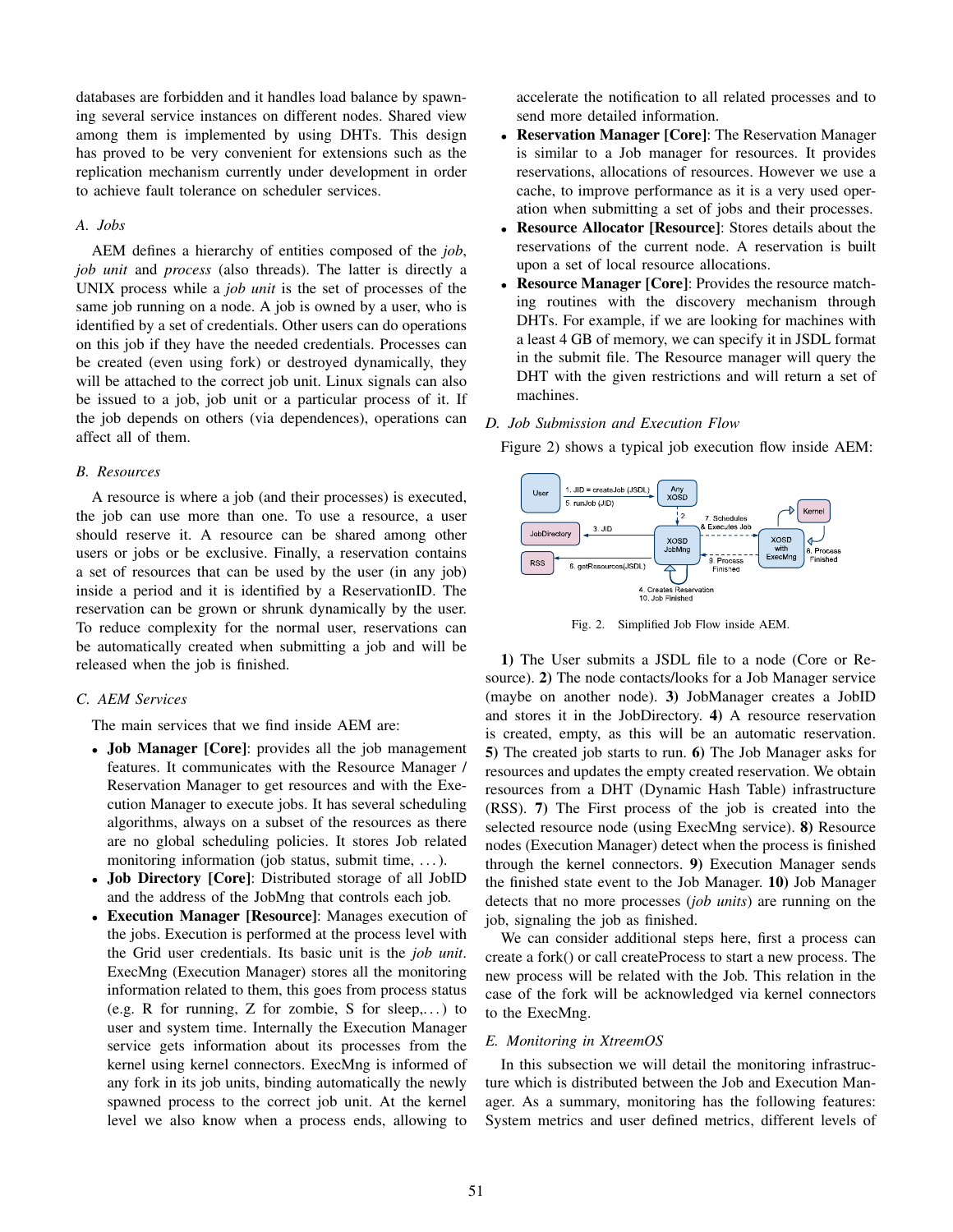databases are forbidden and it handles load balance by spawning several service instances on different nodes. Shared view among them is implemented by using DHTs. This design has proved to be very convenient for extensions such as the replication mechanism currently under development in order to achieve fault tolerance on scheduler services.

### A. Jobs

AEM defines a hierarchy of entities composed of the *job*, *job unit* and *process* (also threads). The latter is directly a UNIX process while a *job unit* is the set of processes of the same job running on a node. A job is owned by a user, who is identified by a set of credentials. Other users can do operations on this job if they have the needed credentials. Processes can be created (even using fork) or destroyed dynamically, they will be attached to the correct job unit. Linux signals can also be issued to a job, job unit or a particular process of it. If the job depends on others (via dependences), operations can affect all of them.

### B. Resources

A resource is where a job (and their processes) is executed, the job can use more than one. To use a resource, a user should reserve it. A resource can be shared among other users or jobs or be exclusive. Finally, a reservation contains a set of resources that can be used by the user (in any job) inside a period and it is identified by a ReservationID. The reservation can be grown or shrunk dynamically by the user. To reduce complexity for the normal user, reservations can be automatically created when submitting a job and will be released when the job is finished.

### C. AEM Services

The main services that we find inside AEM are:

- **Job Manager [Core]**: provides all the job management features. It communicates with the Resource Manager / Reservation Manager to get resources and with the Execution Manager to execute jobs. It has several scheduling algorithms, always on a subset of the resources as there are no global scheduling policies. It stores Job related monitoring information (job status, submit time, ...).
- **Job Directory [Core]**: Distributed storage of all JobID and the address of the JobMng that controls each job.
- **Execution Manager [Resource]**: Manages execution of the jobs. Execution is performed at the process level with the Grid user credentials. Its basic unit is the *job unit*. ExecMng (Execution Manager) stores all the monitoring information related to them, this goes from process status (e.g. R for running, Z for zombie, S for sleep,...) to user and system time. Internally the Execution Manager service gets information about its processes from the kernel using kernel connectors. ExecMng is informed of any fork in its job units, binding automatically the newly spawned process to the correct job unit. At the kernel level we also know when a process ends, allowing to accelerate the notification to all related processes and to send more detailed information.
- **Reservation Manager [Core]**: The Reservation Manager is similar to a Job manager for resources. It provides reservations, allocations of resources. However we use a cache, to improve performance as it is a very used operation when submitting a set of jobs and their processes.
- **Resource Allocator [Resource]**: Stores details about the reservations of the current node. A reservation is built upon a set of local resource allocations.
- **Resource Manager [Core]**: Provides the resource matching routines with the discovery mechanism through DHTs. For example, if we are looking for machines with a least 4 GB of memory, we can specify it in JSDL format in the submit file. The Resource manager will query the DHT with the given restrictions and will return a set of machines.

### D. Job Submission and Execution Flow

Figure 2) shows a typical job execution flow inside AEM:

User
1. JID = createJob (JSDL)
5. runJob (JID)
Any XOSD
2
JobDirectory
3. JID
XOSD JobMng
7. Schedules & Executes Job
XOSD with ExecMng
Kernel
8. Process Finished
9. Process Finished
RSS
6. getResources(JSDL)
4. Creates Reservation
10. Job Finished

Fig. 2. Simplified Job Flow inside AEM.

**1)** The User submits a JSDL file to a node (Core or Resource). **2)** The node contacts/looks for a Job Manager service (maybe on another node). **3)** JobManager creates a JobID and stores it in the JobDirectory. **4)** A resource reservation is created, empty, as this will be an automatic reservation. **5)** The created job starts to run. **6)** The Job Manager asks for resources and updates the empty created reservation. We obtain resources from a DHT (Dynamic Hash Table) infrastructure (RSS). **7)** The First process of the job is created into the selected resource node (using ExecMng service). **8)** Resource nodes (Execution Manager) detect when the process is finished through the kernel connectors. **9)** Execution Manager sends the finished state event to the Job Manager. **10)** Job Manager detects that no more processes (*job units*) are running on the job, signaling the job as finished.

We can consider additional steps here, first a process can create a fork() or call createProcess to start a new process. The new process will be related with the Job. This relation in the case of the fork will be acknowledged via kernel connectors to the ExecMng.

### E. Monitoring in XtreemOS

In this subsection we will detail the monitoring infrastructure which is distributed between the Job and Execution Manager. As a summary, monitoring has the following features: System metrics and user defined metrics, different levels of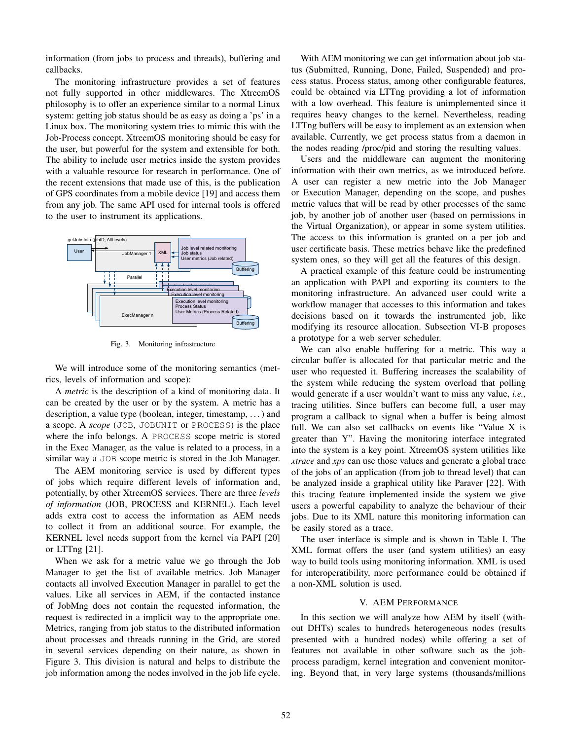information (from jobs to process and threads), buffering and callbacks.

The monitoring infrastructure provides a set of features not fully supported in other middlewares. The XtreemOS philosophy is to offer an experience similar to a normal Linux system: getting job status should be as easy as doing a 'ps' in a Linux box. The monitoring system tries to mimic this with the Job-Process concept. XtreemOS monitoring should be easy for the user, but powerful for the system and extensible for both. The ability to include user metrics inside the system provides with a valuable resource for research in performance. One of the recent extensions that made use of this, is the publication of GPS coordinates from a mobile device [19] and access them from any job. The same API used for internal tools is offered to the user to instrument its applications.

getJobsInfo (jobID, AllLevels)
User
JobManager 1
XML
Job level related monitoring
Job status
User metrics (Job related)
Buffering
Parallel
Execution level monitoring
Execution level monitoring
Execution level monitoring
ExecManager n
Execution level monitoring
Process Status
User Metrics (Process Related)
Buffering

Fig. 3. Monitoring infrastructure

We will introduce some of the monitoring semantics (metrics, levels of information and scope):

A *metric* is the description of a kind of monitoring data. It can be created by the user or by the system. A metric has a description, a value type (boolean, integer, timestamp, ...) and a scope. A *scope* (`JOB`, `JOBUNIT` or `PROCESS`) is the place where the info belongs. A `PROCESS` scope metric is stored in the Exec Manager, as the value is related to a process, in a similar way a `JOB` scope metric is stored in the Job Manager.

The AEM monitoring service is used by different types of jobs which require different levels of information and, potentially, by other XtreemOS services. There are three *levels of information* (JOB, PROCESS and KERNEL). Each level adds extra cost to access the information as AEM needs to collect it from an additional source. For example, the KERNEL level needs support from the kernel via PAPI [20] or LTTng [21].

When we ask for a metric value we go through the Job Manager to get the list of available metrics. Job Manager contacts all involved Execution Manager in parallel to get the values. Like all services in AEM, if the contacted instance of JobMng does not contain the requested information, the request is redirected in a implicit way to the appropriate one. Metrics, ranging from job status to the distributed information about processes and threads running in the Grid, are stored in several services depending on their nature, as shown in Figure 3. This division is natural and helps to distribute the job information among the nodes involved in the job life cycle.

With AEM monitoring we can get information about job status (Submitted, Running, Done, Failed, Suspended) and process status. Process status, among other configurable features, could be obtained via LTTng providing a lot of information with a low overhead. This feature is unimplemented since it requires heavy changes to the kernel. Nevertheless, reading LTTng buffers will be easy to implement as an extension when available. Currently, we get process status from a daemon in the nodes reading /proc/pid and storing the resulting values.

Users and the middleware can augment the monitoring information with their own metrics, as we introduced before. A user can register a new metric into the Job Manager or Execution Manager, depending on the scope, and pushes metric values that will be read by other processes of the same job, by another job of another user (based on permissions in the Virtual Organization), or appear in some system utilities. The access to this information is granted on a per job and user certificate basis. These metrics behave like the predefined system ones, so they will get all the features of this design.

A practical example of this feature could be instrumenting an application with PAPI and exporting its counters to the monitoring infrastructure. An advanced user could write a workflow manager that accesses to this information and takes decisions based on it towards the instrumented job, like modifying its resource allocation. Subsection VI-B proposes a prototype for a web server scheduler.

We can also enable buffering for a metric. This way a circular buffer is allocated for that particular metric and the user who requested it. Buffering increases the scalability of the system while reducing the system overload that polling would generate if a user wouldn't want to miss any value, *i.e.*, tracing utilities. Since buffers can become full, a user may program a callback to signal when a buffer is being almost full. We can also set callbacks on events like "Value X is greater than Y". Having the monitoring interface integrated into the system is a key point. XtreemOS system utilities like *xtrace* and *xps* can use those values and generate a global trace of the jobs of an application (from job to thread level) that can be analyzed inside a graphical utility like Paraver [22]. With this tracing feature implemented inside the system we give users a powerful capability to analyze the behaviour of their jobs. Due to its XML nature this monitoring information can be easily stored as a trace.

The user interface is simple and is shown in Table I. The XML format offers the user (and system utilities) an easy way to build tools using monitoring information. XML is used for interoperatibility, more performance could be obtained if a non-XML solution is used.

## V. AEM Performance

In this section we will analyze how AEM by itself (without DHTs) scales to hundreds heterogeneous nodes (results presented with a hundred nodes) while offering a set of features not available in other software such as the job-process paradigm, kernel integration and convenient monitoring. Beyond that, in very large systems (thousands/millions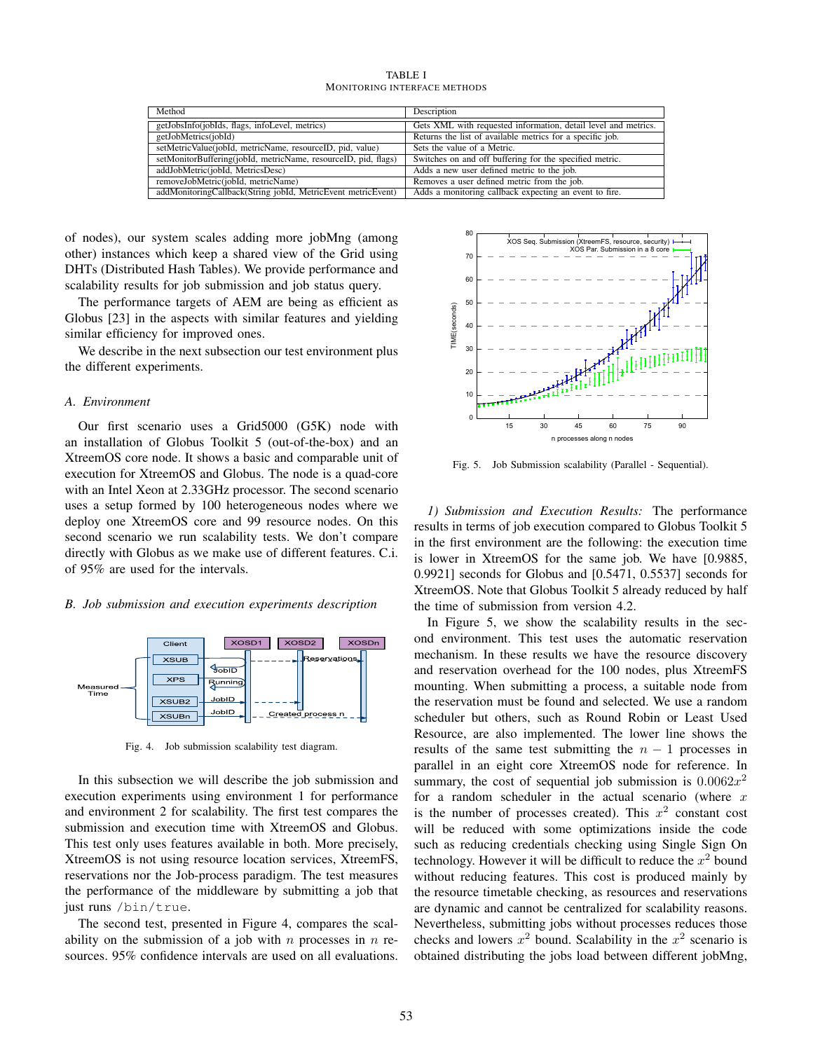TABLE I
MONITORING INTERFACE METHODS

| Method | Description |
|---|---|
| getJobsInfo(jobIds, flags, infoLevel, metrics) | Gets XML with requested information, detail level and metrics. |
| getJobMetrics(jobId) | Returns the list of available metrics for a specific job. |
| setMetricValue(jobId, metricName, resourceID, pid, value) | Sets the value of a Metric. |
| setMonitorBuffering(jobId, metricName, resourceID, pid, flags) | Switches on and off buffering for the specified metric. |
| addJobMetric(jobId, MetricsDesc) | Adds a new user defined metric to the job. |
| removeJobMetric(jobId, metricName) | Removes a user defined metric from the job. |
| addMonitoringCallback(String jobId, MetricEvent metricEvent) | Adds a monitoring callback expecting an event to fire. |

of nodes), our system scales adding more jobMng (among other) instances which keep a shared view of the Grid using DHTs (Distributed Hash Tables). We provide performance and scalability results for job submission and job status query.

The performance targets of AEM are being as efficient as Globus [23] in the aspects with similar features and yielding similar efficiency for improved ones.

We describe in the next subsection our test environment plus the different experiments.

### A. Environment

Our first scenario uses a Grid5000 (G5K) node with an installation of Globus Toolkit 5 (out-of-the-box) and an XtreemOS core node. It shows a basic and comparable unit of execution for XtreemOS and Globus. The node is a quad-core with an Intel Xeon at 2.33GHz processor. The second scenario uses a setup formed by 100 heterogeneous nodes where we deploy one XtreemOS core and 99 resource nodes. On this second scenario we run scalability tests. We don't compare directly with Globus as we make use of different features. C.i. of 95% are used for the intervals.

### B. Job submission and execution experiments description

Fig. 4. Job submission scalability test diagram.

In this subsection we will describe the job submission and execution experiments using environment 1 for performance and environment 2 for scalability. The first test compares the submission and execution time with XtreemOS and Globus. This test only uses features available in both. More precisely, XtreemOS is not using resource location services, XtreemFS, reservations nor the Job-process paradigm. The test measures the performance of the middleware by submitting a job that just runs `/bin/true`.

The second test, presented in Figure 4, compares the scalability on the submission of a job with $n$ processes in $n$ resources. 95% confidence intervals are used on all evaluations.

Fig. 5. Job Submission scalability (Parallel - Sequential).

*1) Submission and Execution Results:* The performance results in terms of job execution compared to Globus Toolkit 5 in the first environment are the following: the execution time is lower in XtreemOS for the same job. We have [0.9885, 0.9921] seconds for Globus and [0.5471, 0.5537] seconds for XtreemOS. Note that Globus Toolkit 5 already reduced by half the time of submission from version 4.2.

In Figure 5, we show the scalability results in the second environment. This test uses the automatic reservation mechanism. In these results we have the resource discovery and reservation overhead for the 100 nodes, plus XtreemFS mounting. When submitting a process, a suitable node from the reservation must be found and selected. We use a random scheduler but others, such as Round Robin or Least Used Resource, are also implemented. The lower line shows the results of the same test submitting the $n-1$ processes in parallel in an eight core XtreemOS node for reference. In summary, the cost of sequential job submission is $0.0062x^2$ for a random scheduler in the actual scenario (where $x$ is the number of processes created). This $x^2$ constant cost will be reduced with some optimizations inside the code such as reducing credentials checking using Single Sign On technology. However it will be difficult to reduce the $x^2$ bound without reducing features. This cost is produced mainly by the resource timetable checking, as resources and reservations are dynamic and cannot be centralized for scalability reasons. Nevertheless, submitting jobs without processes reduces those checks and lowers $x^2$ bound. Scalability in the $x^2$ scenario is obtained distributing the jobs load between different jobMng,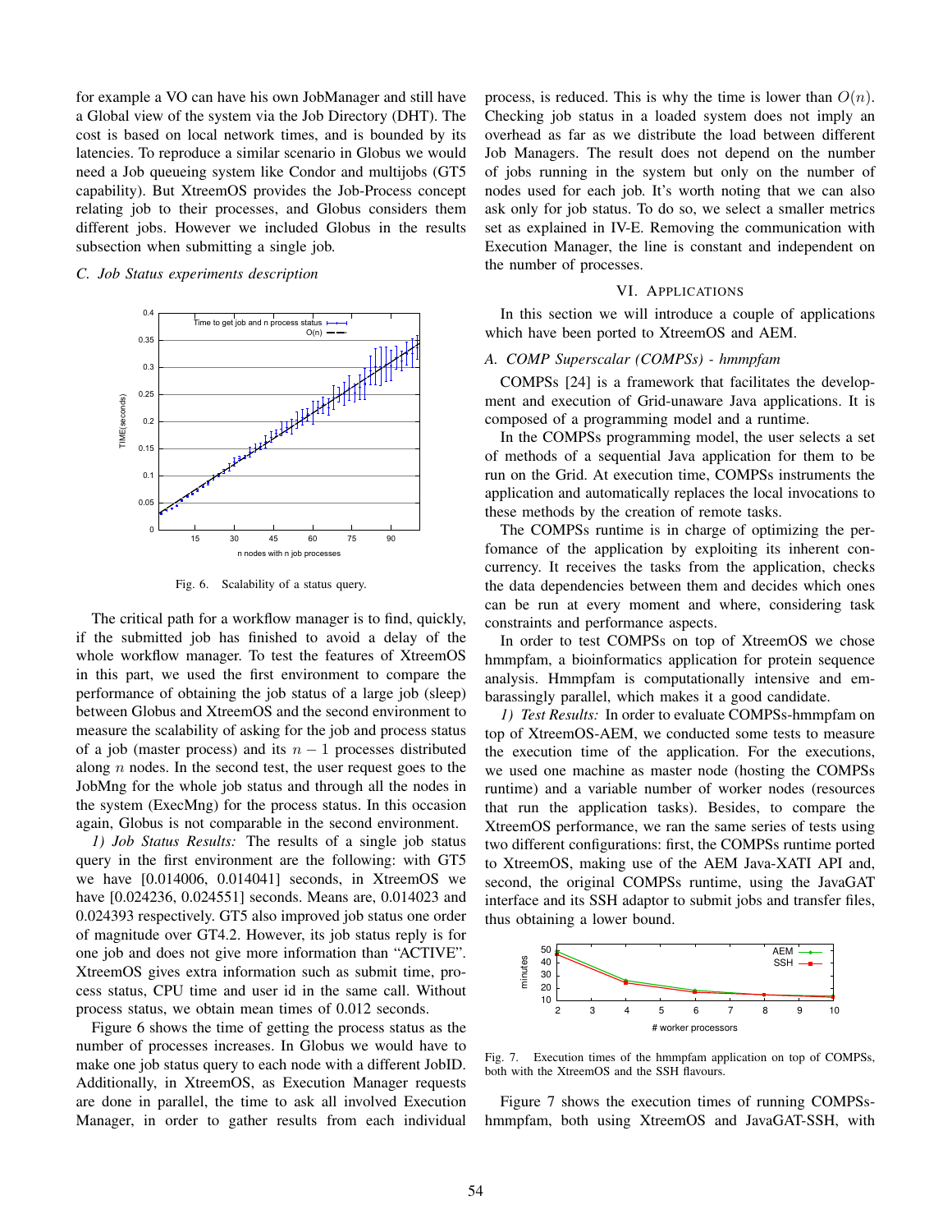for example a VO can have his own JobManager and still have a Global view of the system via the Job Directory (DHT). The cost is based on local network times, and is bounded by its latencies. To reproduce a similar scenario in Globus we would need a Job queueing system like Condor and multijobs (GT5 capability). But XtreemOS provides the Job-Process concept relating job to their processes, and Globus considers them different jobs. However we included Globus in the results subsection when submitting a single job.

### C. Job Status experiments description

Fig. 6. Scalability of a status query.

The critical path for a workflow manager is to find, quickly, if the submitted job has finished to avoid a delay of the whole workflow manager. To test the features of XtreemOS in this part, we used the first environment to compare the performance of obtaining the job status of a large job (sleep) between Globus and XtreemOS and the second environment to measure the scalability of asking for the job and process status of a job (master process) and its $n-1$ processes distributed along $n$ nodes. In the second test, the user request goes to the JobMng for the whole job status and through all the nodes in the system (ExecMng) for the process status. In this occasion again, Globus is not comparable in the second environment.

*1) Job Status Results:* The results of a single job status query in the first environment are the following: with GT5 we have [0.014006, 0.014041] seconds, in XtreemOS we have [0.024236, 0.024551] seconds. Means are, 0.014023 and 0.024393 respectively. GT5 also improved job status one order of magnitude over GT4.2. However, its job status reply is for one job and does not give more information than "ACTIVE". XtreemOS gives extra information such as submit time, process status, CPU time and user id in the same call. Without process status, we obtain mean times of 0.012 seconds.

Figure 6 shows the time of getting the process status as the number of processes increases. In Globus we would have to make one job status query to each node with a different JobID. Additionally, in XtreemOS, as Execution Manager requests are done in parallel, the time to ask all involved Execution Manager, in order to gather results from each individual process, is reduced. This is why the time is lower than $O(n)$. Checking job status in a loaded system does not imply an overhead as far as we distribute the load between different Job Managers. The result does not depend on the number of jobs running in the system but only on the number of nodes used for each job. It's worth noting that we can also ask only for job status. To do so, we select a smaller metrics set as explained in IV-E. Removing the communication with Execution Manager, the line is constant and independent on the number of processes.

## VI. Applications

In this section we will introduce a couple of applications which have been ported to XtreemOS and AEM.

### A. COMP Superscalar (COMPSs) - hmmpfam

COMPSs [24] is a framework that facilitates the development and execution of Grid-unaware Java applications. It is composed of a programming model and a runtime.

In the COMPSs programming model, the user selects a set of methods of a sequential Java application for them to be run on the Grid. At execution time, COMPSs instruments the application and automatically replaces the local invocations to these methods by the creation of remote tasks.

The COMPSs runtime is in charge of optimizing the perfomance of the application by exploiting its inherent concurrency. It receives the tasks from the application, checks the data dependencies between them and decides which ones can be run at every moment and where, considering task constraints and performance aspects.

In order to test COMPSs on top of XtreemOS we chose hmmpfam, a bioinformatics application for protein sequence analysis. Hmmpfam is computationally intensive and embarassingly parallel, which makes it a good candidate.

*1) Test Results:* In order to evaluate COMPSs-hmmpfam on top of XtreemOS-AEM, we conducted some tests to measure the execution time of the application. For the executions, we used one machine as master node (hosting the COMPSs runtime) and a variable number of worker nodes (resources that run the application tasks). Besides, to compare the XtreemOS performance, we ran the same series of tests using two different configurations: first, the COMPSs runtime ported to XtreemOS, making use of the AEM Java-XATI API and, second, the original COMPSs runtime, using the JavaGAT interface and its SSH adaptor to submit jobs and transfer files, thus obtaining a lower bound.

Fig. 7. Execution times of the hmmpfam application on top of COMPSs, both with the XtreemOS and the SSH flavours.

Figure 7 shows the execution times of running COMPSs-hmmpfam, both using XtreemOS and JavaGAT-SSH, with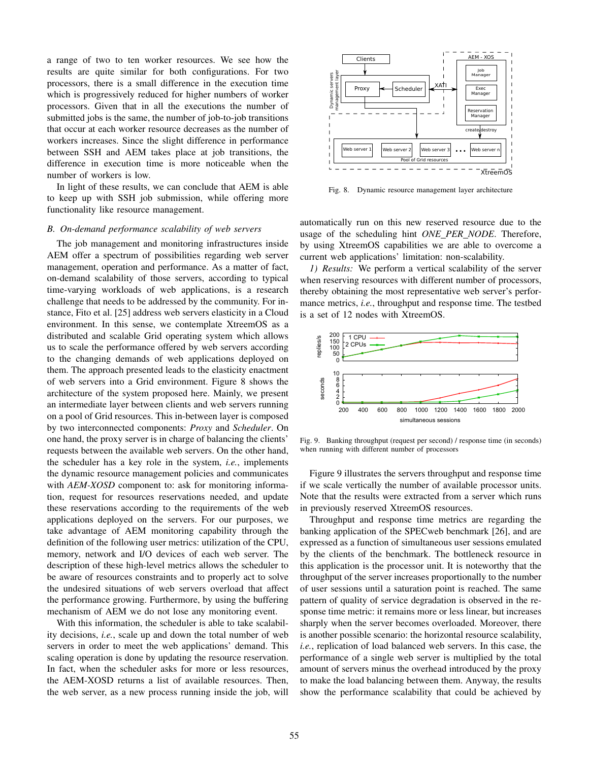a range of two to ten worker resources. We see how the results are quite similar for both configurations. For two processors, there is a small difference in the execution time which is progressively reduced for higher numbers of worker processors. Given that in all the executions the number of submitted jobs is the same, the number of job-to-job transitions that occur at each worker resource decreases as the number of workers increases. Since the slight difference in performance between SSH and AEM takes place at job transitions, the difference in execution time is more noticeable when the number of workers is low.

In light of these results, we can conclude that AEM is able to keep up with SSH job submission, while offering more functionality like resource management.

### B. On-demand performance scalability of web servers

The job management and monitoring infrastructures inside AEM offer a spectrum of possibilities regarding web server management, operation and performance. As a matter of fact, on-demand scalability of those servers, according to typical time-varying workloads of web applications, is a research challenge that needs to be addressed by the community. For instance, Fito et al. [25] address web servers elasticity in a Cloud environment. In this sense, we contemplate XtreemOS as a distributed and scalable Grid operating system which allows us to scale the performance offered by web servers according to the changing demands of web applications deployed on them. The approach presented leads to the elasticity enactment of web servers into a Grid environment. Figure 8 shows the architecture of the system proposed here. Mainly, we present an intermediate layer between clients and web servers running on a pool of Grid resources. This in-between layer is composed by two interconnected components: *Proxy* and *Scheduler*. On one hand, the proxy server is in charge of balancing the clients' requests between the available web servers. On the other hand, the scheduler has a key role in the system, *i.e.*, implements the dynamic resource management policies and communicates with *AEM-XOSD* component to: ask for monitoring information, request for resources reservations needed, and update these reservations according to the requirements of the web applications deployed on the servers. For our purposes, we take advantage of AEM monitoring capability through the definition of the following user metrics: utilization of the CPU, memory, network and I/O devices of each web server. The description of these high-level metrics allows the scheduler to be aware of resources constraints and to properly act to solve the undesired situations of web servers overload that affect the performance growing. Furthermore, by using the buffering mechanism of AEM we do not lose any monitoring event.

With this information, the scheduler is able to take scalability decisions, *i.e.*, scale up and down the total number of web servers in order to meet the web applications' demand. This scaling operation is done by updating the resource reservation. In fact, when the scheduler asks for more or less resources, the AEM-XOSD returns a list of available resources. Then, the web server, as a new process running inside the job, will

Clients
Proxy
Scheduler
XATI
Dynamic servers management layer
AEM - XOS
Job Manager
Exec Manager
Reservation Manager
create/destroy
Web server 1
Web server 2
Web server 3
...
Web server n
Pool of Grid resources
XtreemOS

Fig. 8. Dynamic resource management layer architecture

automatically run on this new reserved resource due to the usage of the scheduling hint *ONE_PER_NODE*. Therefore, by using XtreemOS capabilities we are able to overcome a current web applications' limitation: non-scalability.

*1) Results:* We perform a vertical scalability of the server when reserving resources with different number of processors, thereby obtaining the most representative web server's performance metrics, *i.e.*, throughput and response time. The testbed is a set of 12 nodes with XtreemOS.

replies/s
200
150
100
50
0
1 CPU
2 CPUs
seconds
10
8
6
4
2
0
200 400 600 800 1000 1200 1400 1600 1800 2000
simultaneous sessions

Fig. 9. Banking throughput (request per second) / response time (in seconds) when running with different number of processors

Figure 9 illustrates the servers throughput and response time if we scale vertically the number of available processor units. Note that the results were extracted from a server which runs in previously reserved XtreemOS resources.

Throughput and response time metrics are regarding the banking application of the SPECweb benchmark [26], and are expressed as a function of simultaneous user sessions emulated by the clients of the benchmark. The bottleneck resource in this application is the processor unit. It is noteworthy that the throughput of the server increases proportionally to the number of user sessions until a saturation point is reached. The same pattern of quality of service degradation is observed in the response time metric: it remains more or less linear, but increases sharply when the server becomes overloaded. Moreover, there is another possible scenario: the horizontal resource scalability, *i.e.*, replication of load balanced web servers. In this case, the performance of a single web server is multiplied by the total amount of servers minus the overhead introduced by the proxy to make the load balancing between them. Anyway, the results show the performance scalability that could be achieved by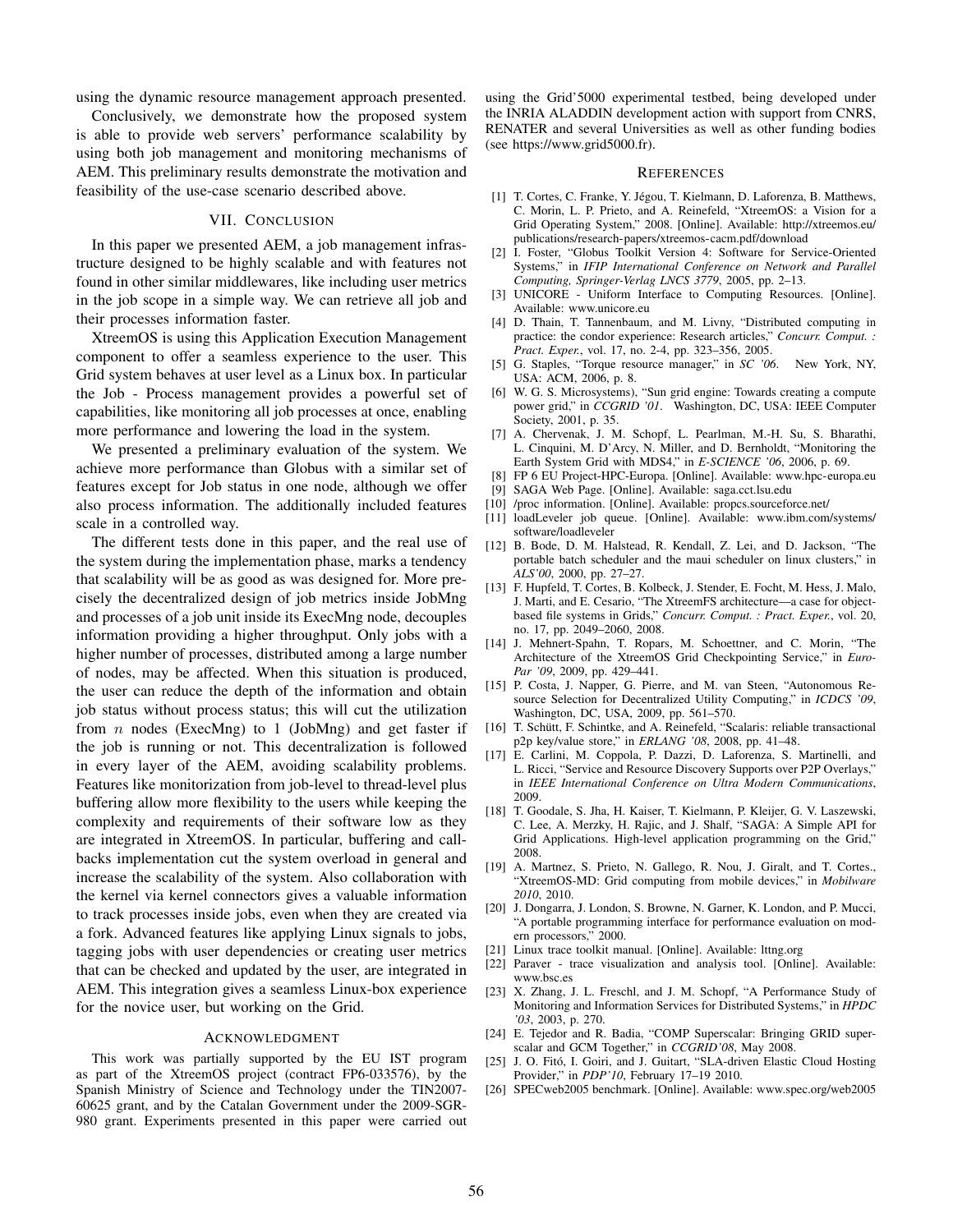using the dynamic resource management approach presented.

Conclusively, we demonstrate how the proposed system is able to provide web servers' performance scalability by using both job management and monitoring mechanisms of AEM. This preliminary results demonstrate the motivation and feasibility of the use-case scenario described above.

## VII. Conclusion

In this paper we presented AEM, a job management infrastructure designed to be highly scalable and with features not found in other similar middlewares, like including user metrics in the job scope in a simple way. We can retrieve all job and their processes information faster.

XtreemOS is using this Application Execution Management component to offer a seamless experience to the user. This Grid system behaves at user level as a Linux box. In particular the Job - Process management provides a powerful set of capabilities, like monitoring all job processes at once, enabling more performance and lowering the load in the system.

We presented a preliminary evaluation of the system. We achieve more performance than Globus with a similar set of features except for Job status in one node, although we offer also process information. The additionally included features scale in a controlled way.

The different tests done in this paper, and the real use of the system during the implementation phase, marks a tendency that scalability will be as good as was designed for. More precisely the decentralized design of job metrics inside JobMng and processes of a job unit inside its ExecMng node, decouples information providing a higher throughput. Only jobs with a higher number of processes, distributed among a large number of nodes, may be affected. When this situation is produced, the user can reduce the depth of the information and obtain job status without process status; this will cut the utilization from $n$ nodes (ExecMng) to 1 (JobMng) and get faster if the job is running or not. This decentralization is followed in every layer of the AEM, avoiding scalability problems. Features like monitorization from job-level to thread-level plus buffering allow more flexibility to the users while keeping the complexity and requirements of their software low as they are integrated in XtreemOS. In particular, buffering and callbacks implementation cut the system overload in general and increase the scalability of the system. Also collaboration with the kernel via kernel connectors gives a valuable information to track processes inside jobs, even when they are created via a fork. Advanced features like applying Linux signals to jobs, tagging jobs with user dependencies or creating user metrics that can be checked and updated by the user, are integrated in AEM. This integration gives a seamless Linux-box experience for the novice user, but working on the Grid.

## Acknowledgment

This work was partially supported by the EU IST program as part of the XtreemOS project (contract FP6-033576), by the Spanish Ministry of Science and Technology under the TIN2007-60625 grant, and by the Catalan Government under the 2009-SGR-980 grant. Experiments presented in this paper were carried out using the Grid'5000 experimental testbed, being developed under the INRIA ALADDIN development action with support from CNRS, RENATER and several Universities as well as other funding bodies (see https://www.grid5000.fr).

## References

[1] T. Cortes, C. Franke, Y. Jégou, T. Kielmann, D. Laforenza, B. Matthews, C. Morin, L. P. Prieto, and A. Reinefeld, "XtreemOS: a Vision for a Grid Operating System," 2008. [Online]. Available: http://xtreemos.eu/publications/research-papers/xtreemos-cacm.pdf/download

[2] I. Foster, "Globus Toolkit Version 4: Software for Service-Oriented Systems," in *IFIP International Conference on Network and Parallel Computing, Springer-Verlag LNCS 3779*, 2005, pp. 2–13.

[3] UNICORE - Uniform Interface to Computing Resources. [Online]. Available: www.unicore.eu

[4] D. Thain, T. Tannenbaum, and M. Livny, "Distributed computing in practice: the condor experience: Research articles," *Concurr. Comput. : Pract. Exper.*, vol. 17, no. 2-4, pp. 323–356, 2005.

[5] G. Staples, "Torque resource manager," in *SC '06*. New York, NY, USA: ACM, 2006, p. 8.

[6] W. G. S. Microsystems), "Sun grid engine: Towards creating a compute power grid," in *CCGRID '01*. Washington, DC, USA: IEEE Computer Society, 2001, p. 35.

[7] A. Chervenak, J. M. Schopf, L. Pearlman, M.-H. Su, S. Bharathi, L. Cinquini, M. D'Arcy, N. Miller, and D. Bernholdt, "Monitoring the Earth System Grid with MDS4," in *E-SCIENCE '06*, 2006, p. 69.

[8] FP 6 EU Project-HPC-Europa. [Online]. Available: www.hpc-europa.eu

[9] SAGA Web Page. [Online]. Available: saga.cct.lsu.edu

[10] /proc information. [Online]. Available: propcs.sourceforce.net/

[11] loadLeveler job queue. [Online]. Available: www.ibm.com/systems/software/loadleveler

[12] B. Bode, D. M. Halstead, R. Kendall, Z. Lei, and D. Jackson, "The portable batch scheduler and the maui scheduler on linux clusters," in *ALS'00*, 2000, pp. 27–27.

[13] F. Hupfeld, T. Cortes, B. Kolbeck, J. Stender, E. Focht, M. Hess, J. Malo, J. Marti, and E. Cesario, "The XtreemFS architecture—a case for object-based file systems in Grids," *Concurr. Comput. : Pract. Exper.*, vol. 20, no. 17, pp. 2049–2060, 2008.

[14] J. Mehnert-Spahn, T. Ropars, M. Schoettner, and C. Morin, "The Architecture of the XtreemOS Grid Checkpointing Service," in *Euro-Par '09*, 2009, pp. 429–441.

[15] P. Costa, J. Napper, G. Pierre, and M. van Steen, "Autonomous Resource Selection for Decentralized Utility Computing," in *ICDCS '09*, Washington, DC, USA, 2009, pp. 561–570.

[16] T. Schütt, F. Schintke, and A. Reinefeld, "Scalaris: reliable transactional p2p key/value store," in *ERLANG '08*, 2008, pp. 41–48.

[17] E. Carlini, M. Coppola, P. Dazzi, D. Laforenza, S. Martinelli, and L. Ricci, "Service and Resource Discovery Supports over P2P Overlays," in *IEEE International Conference on Ultra Modern Communications*, 2009.

[18] T. Goodale, S. Jha, H. Kaiser, T. Kielmann, P. Kleijer, G. V. Laszewski, C. Lee, A. Merzky, H. Rajic, and J. Shalf, "SAGA: A Simple API for Grid Applications. High-level application programming on the Grid," 2008.

[19] A. Martnez, S. Prieto, N. Gallego, R. Nou, J. Giralt, and T. Cortes., "XtreemOS-MD: Grid computing from mobile devices," in *Mobilware 2010*, 2010.

[20] J. Dongarra, J. London, S. Browne, N. Garner, K. London, and P. Mucci, "A portable programming interface for performance evaluation on modern processors," 2000.

[21] Linux trace toolkit manual. [Online]. Available: lttng.org

[22] Paraver - trace visualization and analysis tool. [Online]. Available: www.bsc.es

[23] X. Zhang, J. L. Freschl, and J. M. Schopf, "A Performance Study of Monitoring and Information Services for Distributed Systems," in *HPDC '03*, 2003, p. 270.

[24] E. Tejedor and R. Badia, "COMP Superscalar: Bringing GRID superscalar and GCM Together," in *CCGRID'08*, May 2008.

[25] J. O. Fitó, I. Goiri, and J. Guitart, "SLA-driven Elastic Cloud Hosting Provider," in *PDP'10*, February 17–19 2010.

[26] SPECweb2005 benchmark. [Online]. Available: www.spec.org/web2005